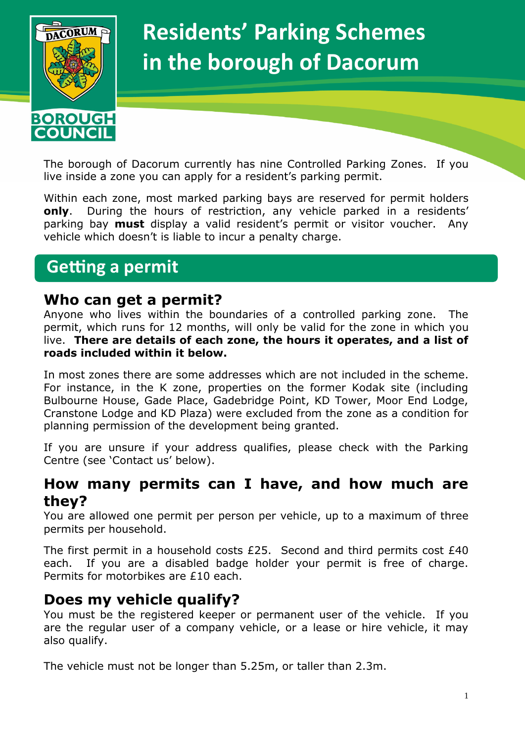# Residents' Parking Schemes in the borough of Dacorum

The borough of Dacorum currently has nine Controlled Parking Zones. If you live inside a zone you can apply for a resident's parking permit.

Within each zone, most marked parking bays are reserved for permit holders **only**. During the hours of restriction, any vehicle parked in a residents' parking bay **must** display a valid resident's permit or visitor voucher. Any vehicle which doesn't is liable to incur a penalty charge.

## Getting a permit

### Who can get a permit?

Anyone who lives within the boundaries of a controlled parking zone. The permit, which runs for 12 months, will only be valid for the zone in which you live. **There are details of each zone, the hours it operates, and a list of roads included within it below.**

In most zones there are some addresses which are not included in the scheme. For instance, in the K zone, properties on the former Kodak site (including Bulbourne House, Gade Place, Gadebridge Point, KD Tower, Moor End Lodge, Cranstone Lodge and KD Plaza) were excluded from the zone as a condition for planning permission of the development being granted.

If you are unsure if your address qualifies, please check with the Parking Centre (see 'Contact us' below).

### How many permits can I have, and how much are they?

You are allowed one permit per person per vehicle, up to a maximum of three permits per household.

The first permit in a household costs £25. Second and third permits cost £40 each. If you are a disabled badge holder your permit is free of charge. Permits for motorbikes are £10 each.

### Does my vehicle qualify?

You must be the registered keeper or permanent user of the vehicle. If you are the regular user of a company vehicle, or a lease or hire vehicle, it may also qualify.

The vehicle must not be longer than 5.25m, or taller than 2.3m.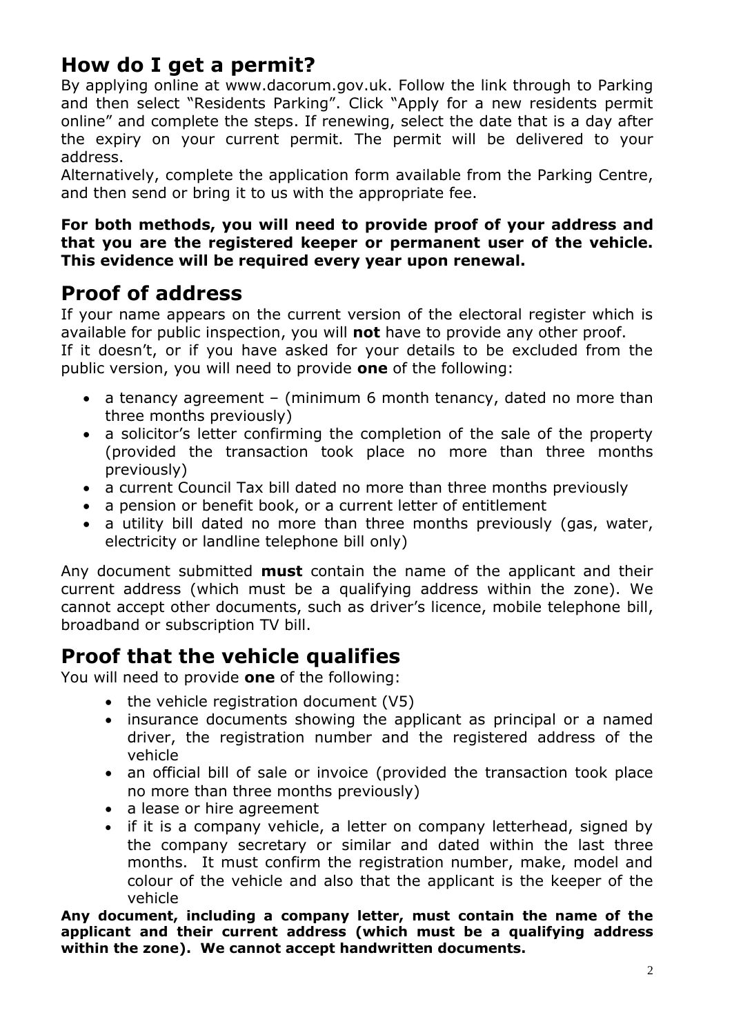## How do I get a permit?

By applying online at www.dacorum.gov.uk. Follow the link through to Parking and then select "Residents Parking". Click "Apply for a new residents permit online" and complete the steps. If renewing, select the date that is a day after the expiry on your current permit. The permit will be delivered to your address.

Alternatively, complete the application form available from the Parking Centre, and then send or bring it to us with the appropriate fee.

**For both methods, you will need to provide proof of your address and that you are the registered keeper or permanent user of the vehicle. This evidence will be required every year upon renewal.**

## Proof of address

If your name appears on the current version of the electoral register which is available for public inspection, you will **not** have to provide any other proof.

If it doesn't, or if you have asked for your details to be excluded from the public version, you will need to provide **one** of the following:

- a tenancy agreement – (minimum 6 month tenancy, dated no more than three months previously)
- a solicitor's letter confirming the completion of the sale of the property (provided the transaction took place no more than three months previously)
- a current Council Tax bill dated no more than three months previously
- a pension or benefit book, or a current letter of entitlement
- a utility bill dated no more than three months previously (gas, water, electricity or landline telephone bill only)

Any document submitted **must** contain the name of the applicant and their current address (which must be a qualifying address within the zone). We cannot accept other documents, such as driver's licence, mobile telephone bill, broadband or subscription TV bill.

## Proof that the vehicle qualifies

You will need to provide **one** of the following:

- the vehicle registration document (V5)
- insurance documents showing the applicant as principal or a named driver, the registration number and the registered address of the vehicle
- an official bill of sale or invoice (provided the transaction took place no more than three months previously)
- a lease or hire agreement
- if it is a company vehicle, a letter on company letterhead, signed by the company secretary or similar and dated within the last three months. It must confirm the registration number, make, model and colour of the vehicle and also that the applicant is the keeper of the vehicle

**Any document, including a company letter, must contain the name of the applicant and their current address (which must be a qualifying address within the zone). We cannot accept handwritten documents.**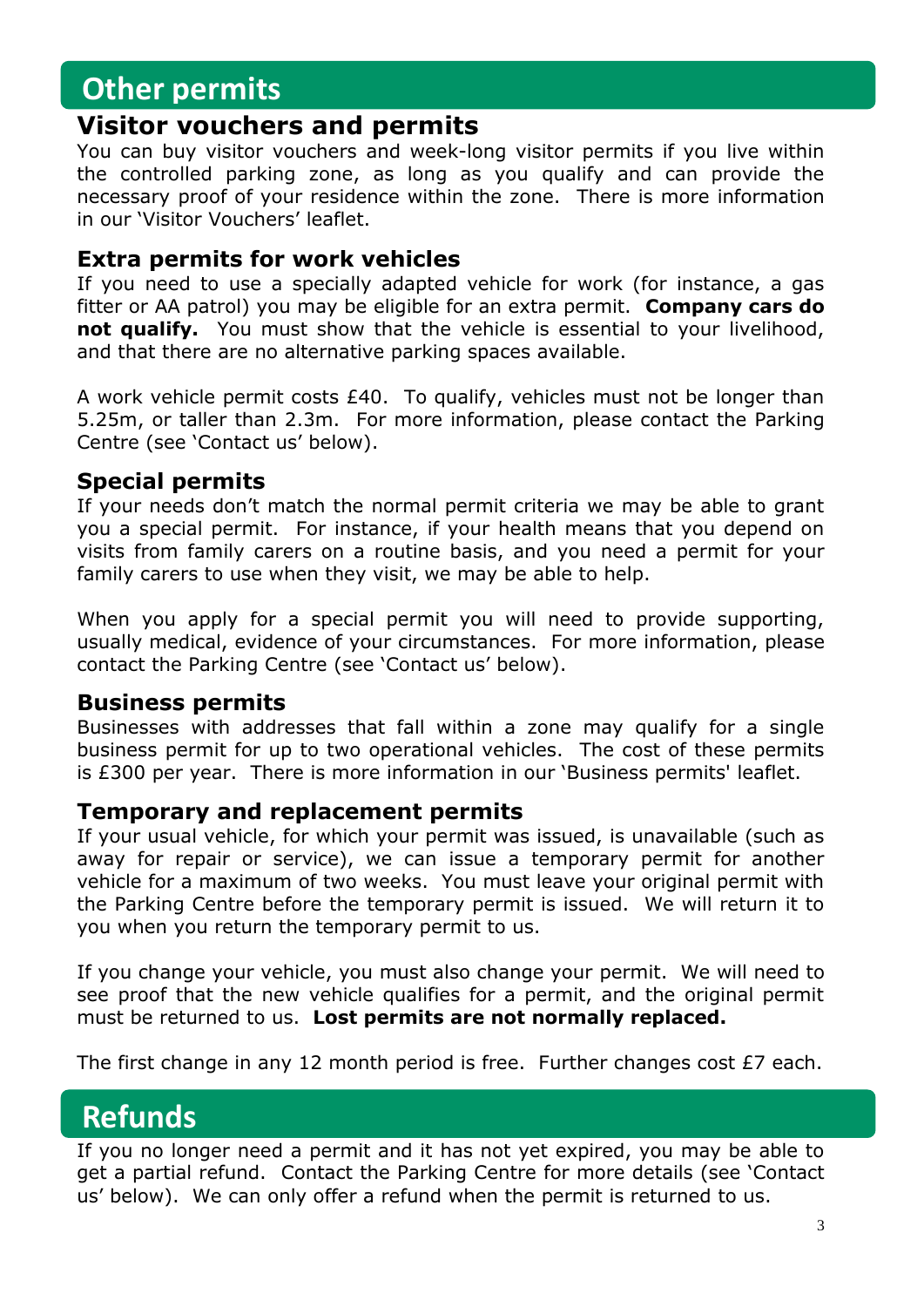# Other permits

## Visitor vouchers and permits

You can buy visitor vouchers and week-long visitor permits if you live within the controlled parking zone, as long as you qualify and can provide the necessary proof of your residence within the zone. There is more information in our 'Visitor Vouchers' leaflet.

### Extra permits for work vehicles

If you need to use a specially adapted vehicle for work (for instance, a gas fitter or AA patrol) you may be eligible for an extra permit. **Company cars do not qualify.** You must show that the vehicle is essential to your livelihood, and that there are no alternative parking spaces available.

A work vehicle permit costs £40. To qualify, vehicles must not be longer than 5.25m, or taller than 2.3m. For more information, please contact the Parking Centre (see 'Contact us' below).

### Special permits

If your needs don't match the normal permit criteria we may be able to grant you a special permit. For instance, if your health means that you depend on visits from family carers on a routine basis, and you need a permit for your family carers to use when they visit, we may be able to help.

When you apply for a special permit you will need to provide supporting, usually medical, evidence of your circumstances. For more information, please contact the Parking Centre (see 'Contact us' below).

### Business permits

Businesses with addresses that fall within a zone may qualify for a single business permit for up to two operational vehicles. The cost of these permits is £300 per year. There is more information in our 'Business permits' leaflet.

### Temporary and replacement permits

If your usual vehicle, for which your permit was issued, is unavailable (such as away for repair or service), we can issue a temporary permit for another vehicle for a maximum of two weeks. You must leave your original permit with the Parking Centre before the temporary permit is issued. We will return it to you when you return the temporary permit to us.

If you change your vehicle, you must also change your permit. We will need to see proof that the new vehicle qualifies for a permit, and the original permit must be returned to us. **Lost permits are not normally replaced.**

The first change in any 12 month period is free. Further changes cost £7 each.

# Refunds

If you no longer need a permit and it has not yet expired, you may be able to get a partial refund. Contact the Parking Centre for more details (see 'Contact us' below). We can only offer a refund when the permit is returned to us.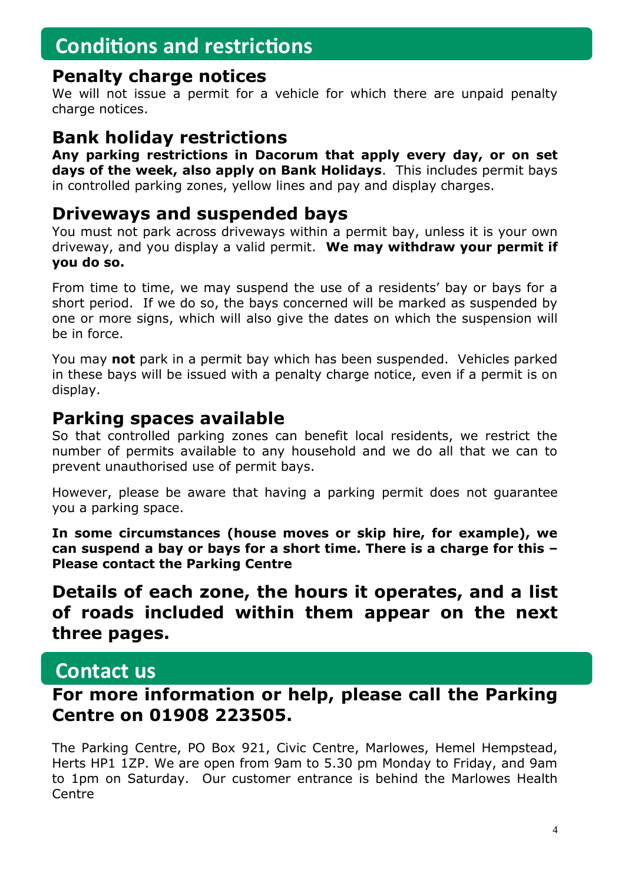# Conditions and restrictions

## Penalty charge notices

We will not issue a permit for a vehicle for which there are unpaid penalty charge notices.

## Bank holiday restrictions

**Any parking restrictions in Dacorum that apply every day, or on set days of the week, also apply on Bank Holidays**. This includes permit bays in controlled parking zones, yellow lines and pay and display charges.

## Driveways and suspended bays

You must not park across driveways within a permit bay, unless it is your own driveway, and you display a valid permit. **We may withdraw your permit if you do so.**

From time to time, we may suspend the use of a residents' bay or bays for a short period. If we do so, the bays concerned will be marked as suspended by one or more signs, which will also give the dates on which the suspension will be in force.

You may **not** park in a permit bay which has been suspended. Vehicles parked in these bays will be issued with a penalty charge notice, even if a permit is on display.

## Parking spaces available

So that controlled parking zones can benefit local residents, we restrict the number of permits available to any household and we do all that we can to prevent unauthorised use of permit bays.

However, please be aware that having a parking permit does not guarantee you a parking space.

**In some circumstances (house moves or skip hire, for example), we can suspend a bay or bays for a short time. There is a charge for this – Please contact the Parking Centre**

**Details of each zone, the hours it operates, and a list of roads included within them appear on the next three pages.**

# Contact us

**For more information or help, please call the Parking Centre on 01908 223505.**

The Parking Centre, PO Box 921, Civic Centre, Marlowes, Hemel Hempstead, Herts HP1 1ZP. We are open from 9am to 5.30 pm Monday to Friday, and 9am to 1pm on Saturday. Our customer entrance is behind the Marlowes Health Centre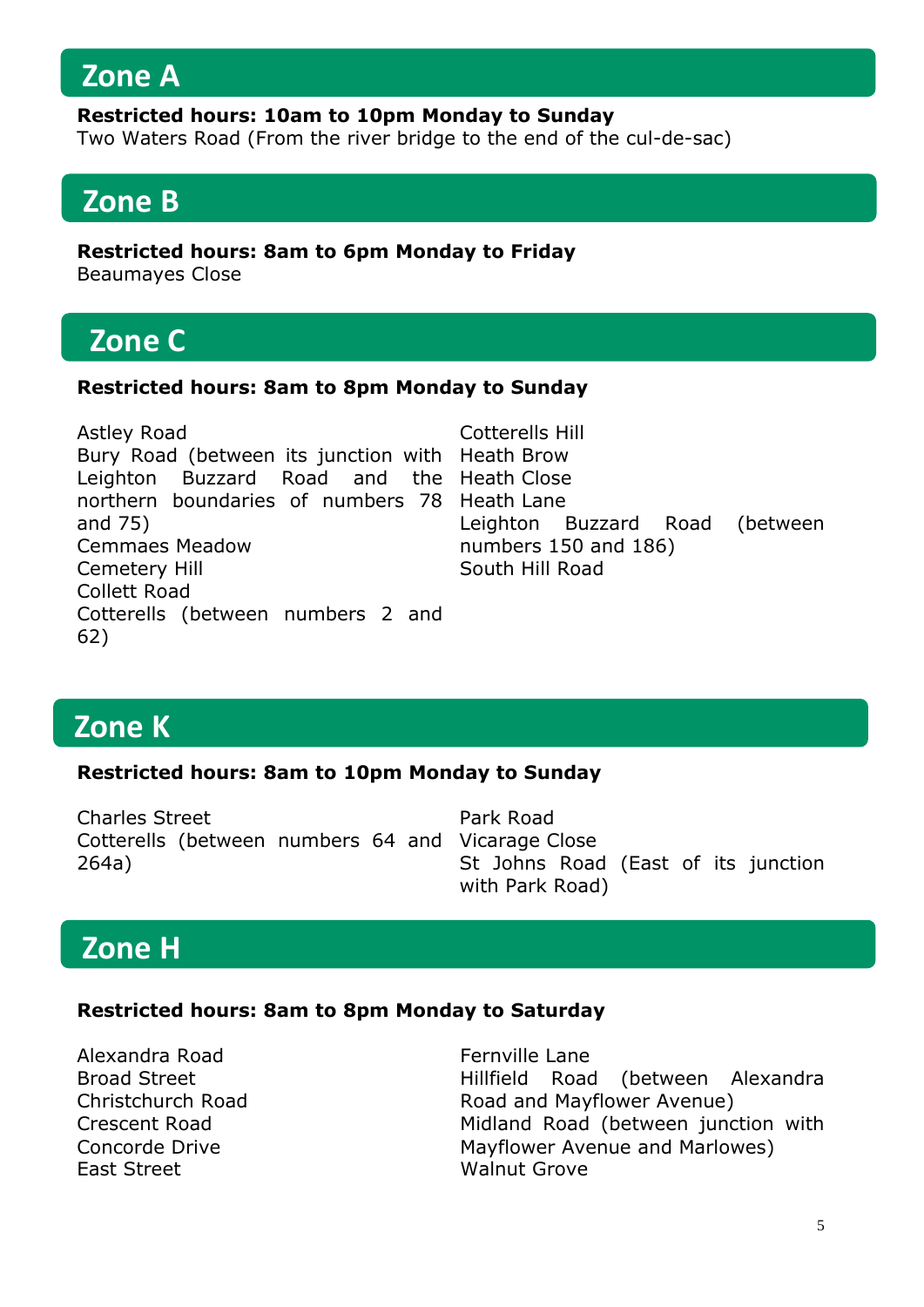## Zone A

**Restricted hours: 10am to 10pm Monday to Sunday**
Two Waters Road (From the river bridge to the end of the cul-de-sac)

## Zone B

**Restricted hours: 8am to 6pm Monday to Friday**
Beaumayes Close

## Zone C

**Restricted hours: 8am to 8pm Monday to Sunday**

Astley Road
Bury Road (between its junction with Leighton Buzzard Road and the northern boundaries of numbers 78 and 75)
Cemmaes Meadow
Cemetery Hill
Collett Road
Cotterells (between numbers 2 and 62)
Cotterells Hill
Heath Brow
Heath Close
Heath Lane
Leighton Buzzard Road (between numbers 150 and 186)
South Hill Road

## Zone K

**Restricted hours: 8am to 10pm Monday to Sunday**

Charles Street
Cotterells (between numbers 64 and 264a)
Park Road
Vicarage Close
St Johns Road (East of its junction with Park Road)

## Zone H

**Restricted hours: 8am to 8pm Monday to Saturday**

Alexandra Road
Broad Street
Christchurch Road
Crescent Road
Concorde Drive
East Street
Fernville Lane
Hillfield Road (between Alexandra Road and Mayflower Avenue)
Midland Road (between junction with Mayflower Avenue and Marlowes)
Walnut Grove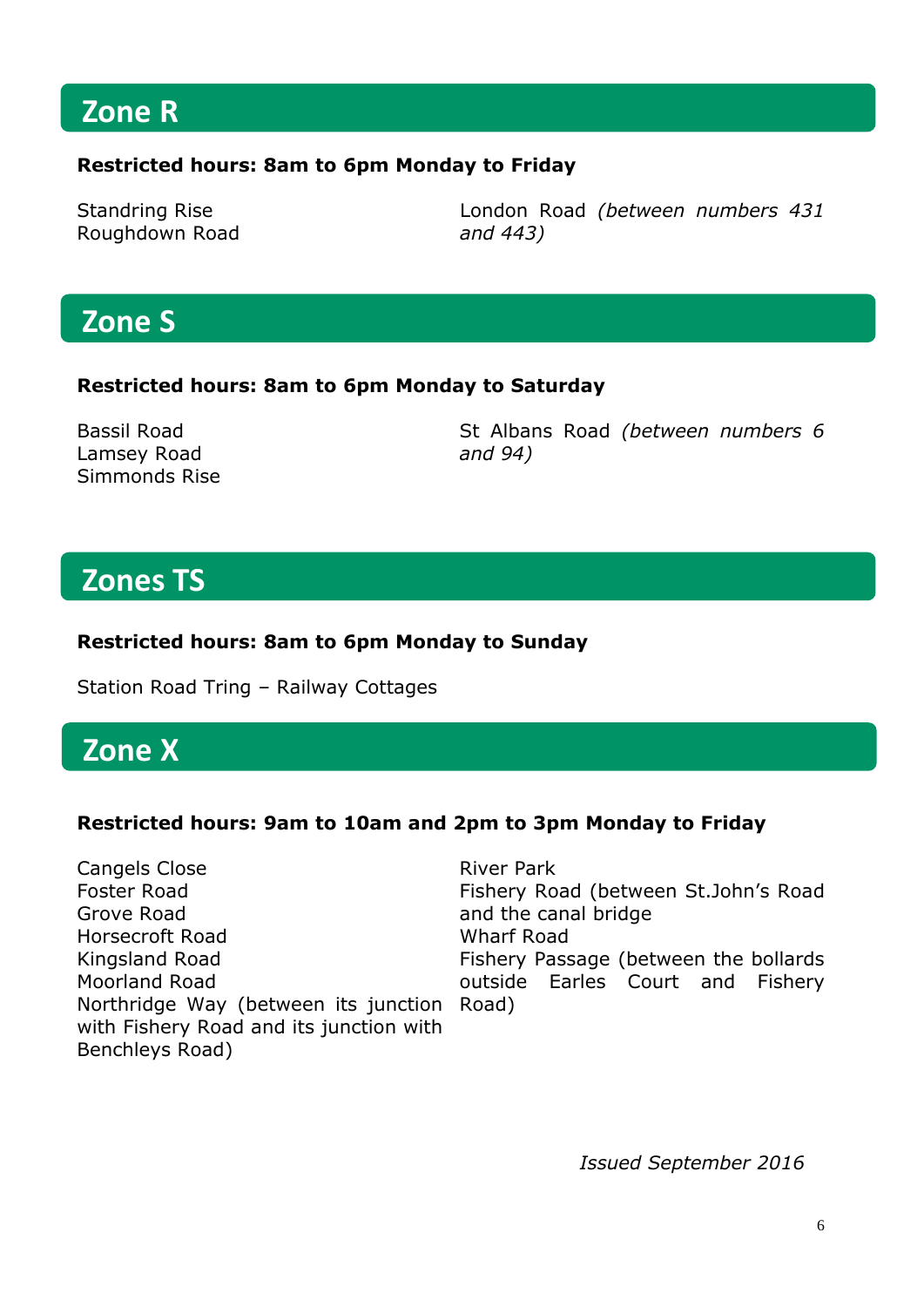## Zone R

**Restricted hours: 8am to 6pm Monday to Friday**

Standring Rise
Roughdown Road
London Road *(between numbers 431 and 443)*

## Zone S

**Restricted hours: 8am to 6pm Monday to Saturday**

Bassil Road
Lamsey Road
Simmonds Rise
St Albans Road *(between numbers 6 and 94)*

## Zones TS

**Restricted hours: 8am to 6pm Monday to Sunday**

Station Road Tring – Railway Cottages

## Zone X

**Restricted hours: 9am to 10am and 2pm to 3pm Monday to Friday**

Cangels Close
Foster Road
Grove Road
Horsecroft Road
Kingsland Road
Moorland Road
Northridge Way (between its junction with Fishery Road and its junction with Benchleys Road)
River Park
Fishery Road (between St.John's Road and the canal bridge
Wharf Road
Fishery Passage (between the bollards outside Earles Court and Fishery Road)

*Issued September 2016*